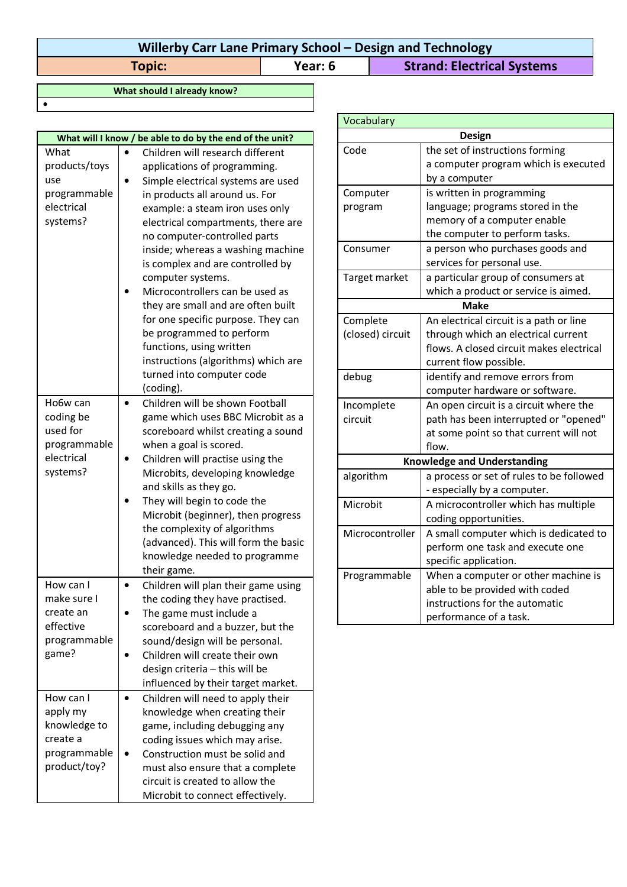# Willerby Carr Lane Primary School – Design and Technology

| Topic: | Year: 6 | Strand: Electrical Systems |
|---|---|---|

**What should I already know?**

- 

**What will I know / be able to do by the end of the unit?**

| | |
|---|---|
| What products/toys use programmable electrical systems? | • Children will research different applications of programming.<br>• Simple electrical systems are used in products all around us. For example: a steam iron uses only electrical compartments, there are no computer-controlled parts inside; whereas a washing machine is complex and are controlled by computer systems.<br>• Microcontrollers can be used as they are small and are often built for one specific purpose. They can be programmed to perform functions, using written instructions (algorithms) which are turned into computer code (coding). |
| Ho6w can coding be used for programmable electrical systems? | • Children will be shown Football game which uses BBC Microbit as a scoreboard whilst creating a sound when a goal is scored.<br>• Children will practise using the Microbits, developing knowledge and skills as they go.<br>• They will begin to code the Microbit (beginner), then progress the complexity of algorithms (advanced). This will form the basic knowledge needed to programme their game. |
| How can I make sure I create an effective programmable game? | • Children will plan their game using the coding they have practised.<br>• The game must include a scoreboard and a buzzer, but the sound/design will be personal.<br>• Children will create their own design criteria – this will be influenced by their target market. |
| How can I apply my knowledge to create a programmable product/toy? | • Children will need to apply their knowledge when creating their game, including debugging any coding issues which may arise.<br>• Construction must be solid and must also ensure that a complete circuit is created to allow the Microbit to connect effectively. |

**Vocabulary**

| | |
|---|---|
| **Design** | |
| Code | the set of instructions forming a computer program which is executed by a computer |
| Computer program | is written in programming language; programs stored in the memory of a computer enable the computer to perform tasks. |
| Consumer | a person who purchases goods and services for personal use. |
| Target market | a particular group of consumers at which a product or service is aimed. |
| **Make** | |
| Complete (closed) circuit | An electrical circuit is a path or line through which an electrical current flows. A closed circuit makes electrical current flow possible. |
| debug | identify and remove errors from computer hardware or software. |
| Incomplete circuit | An open circuit is a circuit where the path has been interrupted or "opened" at some point so that current will not flow. |
| **Knowledge and Understanding** | |
| algorithm | a process or set of rules to be followed - especially by a computer. |
| Microbit | A microcontroller which has multiple coding opportunities. |
| Microcontroller | A small computer which is dedicated to perform one task and execute one specific application. |
| Programmable | When a computer or other machine is able to be provided with coded instructions for the automatic performance of a task. |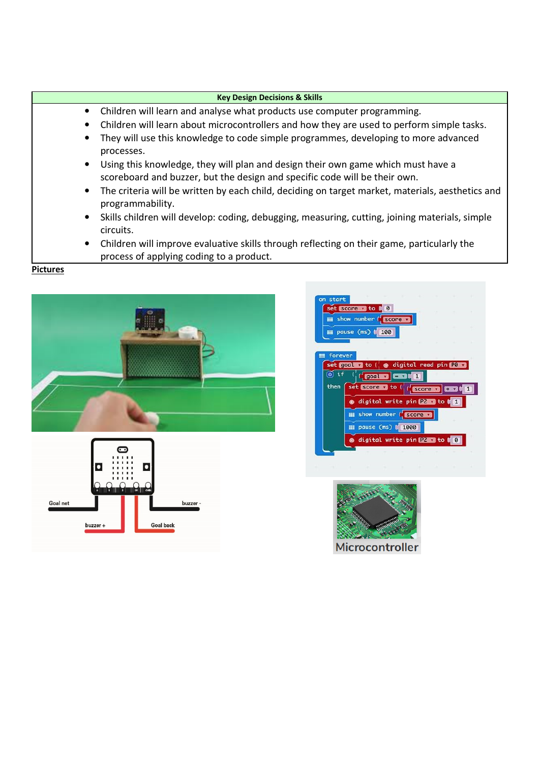| Key Design Decisions & Skills |
| --- |
| • Children will learn and analyse what products use computer programming.<br>• Children will learn about microcontrollers and how they are used to perform simple tasks.<br>• They will use this knowledge to code simple programmes, developing to more advanced processes.<br>• Using this knowledge, they will plan and design their own game which must have a scoreboard and buzzer, but the design and specific code will be their own.<br>• The criteria will be written by each child, deciding on target market, materials, aesthetics and programmability.<br>• Skills children will develop: coding, debugging, measuring, cutting, joining materials, simple circuits.<br>• Children will improve evaluative skills through reflecting on their game, particularly the process of applying coding to a product. |

**Pictures**

Goal net
buzzer +
Goal back
buzzer -

```
on start
  set score to 0
  show number score
  pause (ms) 100

forever
  set goal to ( digital read pin P0 )
  if ( goal = 1 )
  then
    set score to ( score + 1 )
    digital write pin P2 to 1
    show number score
    pause (ms) 1000
    digital write pin P2 to 0
```

Microcontroller